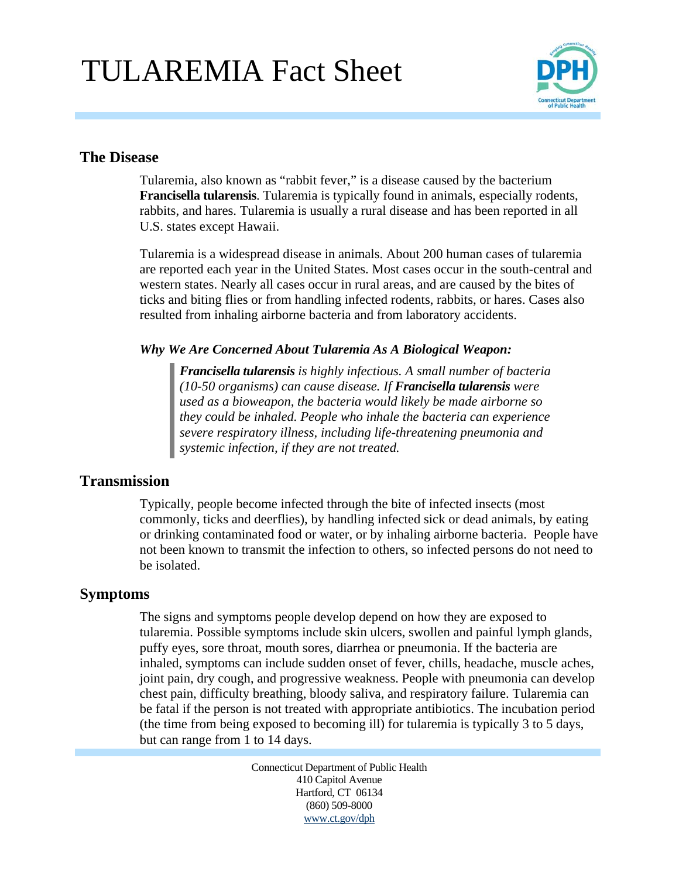# TULAREMIA Fact Sheet

## The Disease

Tularemia, also known as “rabbit fever,” is a disease caused by the bacterium **Francisella tularensis**. Tularemia is typically found in animals, especially rodents, rabbits, and hares. Tularemia is usually a rural disease and has been reported in all U.S. states except Hawaii.

Tularemia is a widespread disease in animals. About 200 human cases of tularemia are reported each year in the United States. Most cases occur in the south-central and western states. Nearly all cases occur in rural areas, and are caused by the bites of ticks and biting flies or from handling infected rodents, rabbits, or hares. Cases also resulted from inhaling airborne bacteria and from laboratory accidents.

***Why We Are Concerned About Tularemia As A Biological Weapon:***

> ***Francisella tularensis*** *is highly infectious. A small number of bacteria (10-50 organisms) can cause disease. If* ***Francisella tularensis*** *were used as a bioweapon, the bacteria would likely be made airborne so they could be inhaled. People who inhale the bacteria can experience severe respiratory illness, including life-threatening pneumonia and systemic infection, if they are not treated.*

## Transmission

Typically, people become infected through the bite of infected insects (most commonly, ticks and deerflies), by handling infected sick or dead animals, by eating or drinking contaminated food or water, or by inhaling airborne bacteria. People have not been known to transmit the infection to others, so infected persons do not need to be isolated.

## Symptoms

The signs and symptoms people develop depend on how they are exposed to tularemia. Possible symptoms include skin ulcers, swollen and painful lymph glands, puffy eyes, sore throat, mouth sores, diarrhea or pneumonia. If the bacteria are inhaled, symptoms can include sudden onset of fever, chills, headache, muscle aches, joint pain, dry cough, and progressive weakness. People with pneumonia can develop chest pain, difficulty breathing, bloody saliva, and respiratory failure. Tularemia can be fatal if the person is not treated with appropriate antibiotics. The incubation period (the time from being exposed to becoming ill) for tularemia is typically 3 to 5 days, but can range from 1 to 14 days.

Connecticut Department of Public Health
410 Capitol Avenue
Hartford, CT 06134
(860) 509-8000
www.ct.gov/dph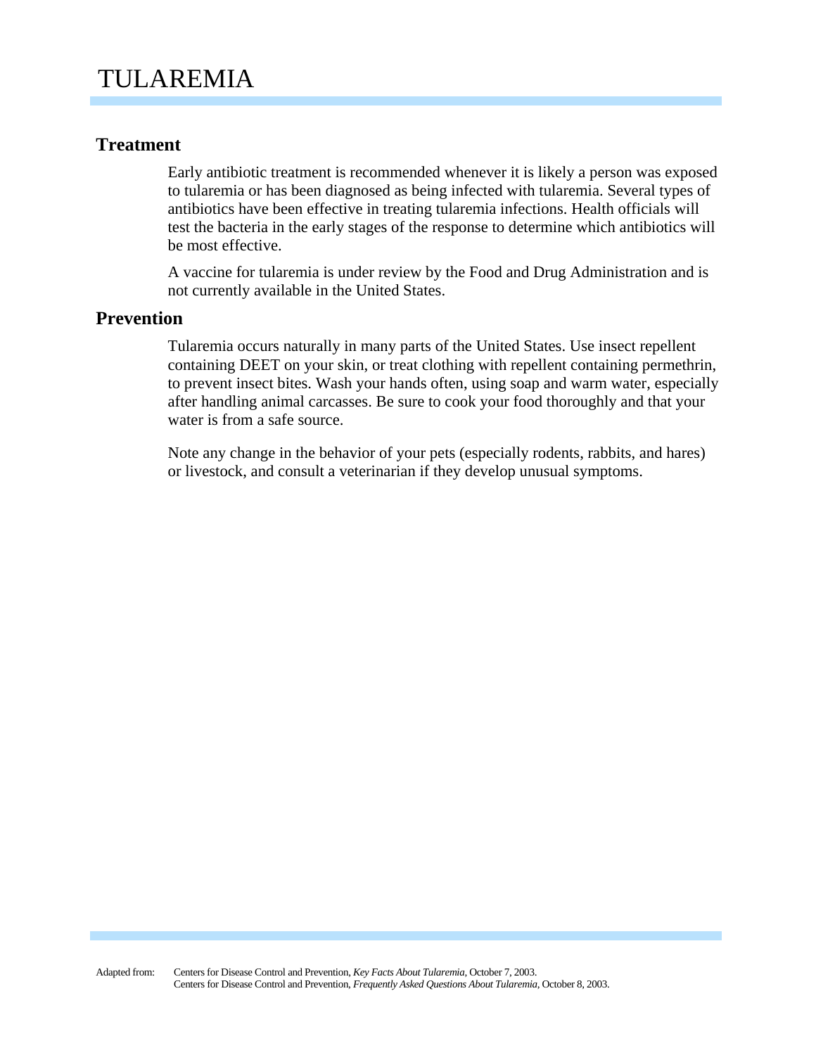# TULAREMIA

## Treatment

Early antibiotic treatment is recommended whenever it is likely a person was exposed to tularemia or has been diagnosed as being infected with tularemia. Several types of antibiotics have been effective in treating tularemia infections. Health officials will test the bacteria in the early stages of the response to determine which antibiotics will be most effective.

A vaccine for tularemia is under review by the Food and Drug Administration and is not currently available in the United States.

## Prevention

Tularemia occurs naturally in many parts of the United States. Use insect repellent containing DEET on your skin, or treat clothing with repellent containing permethrin, to prevent insect bites. Wash your hands often, using soap and warm water, especially after handling animal carcasses. Be sure to cook your food thoroughly and that your water is from a safe source.

Note any change in the behavior of your pets (especially rodents, rabbits, and hares) or livestock, and consult a veterinarian if they develop unusual symptoms.

Adapted from: Centers for Disease Control and Prevention, *Key Facts About Tularemia*, October 7, 2003.
Centers for Disease Control and Prevention, *Frequently Asked Questions About Tularemia*, October 8, 2003.